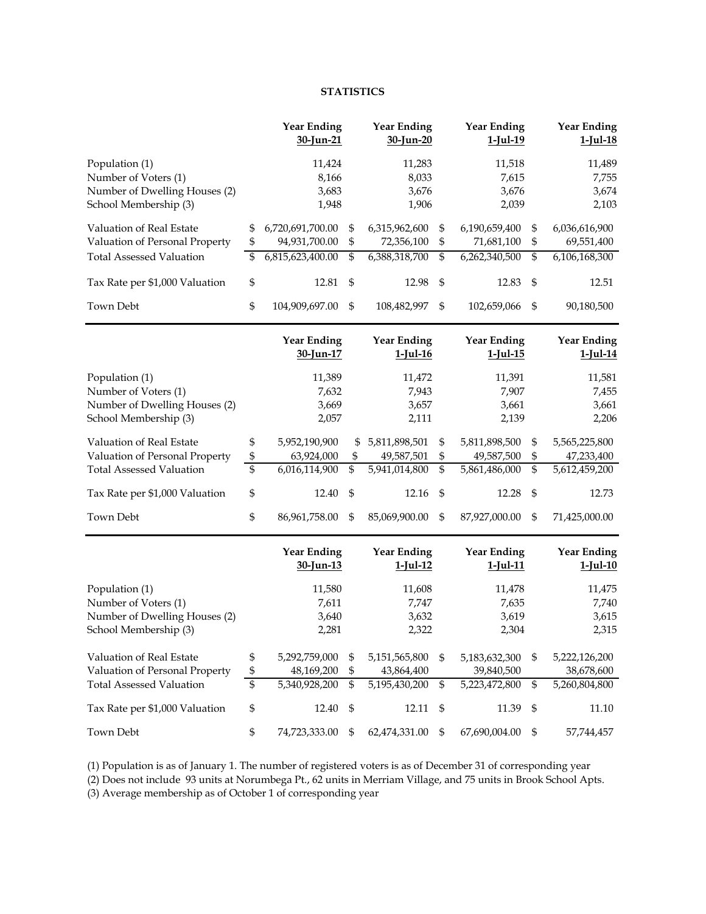## STATISTICS

| | Year Ending 30-Jun-21 | Year Ending 30-Jun-20 | Year Ending 1-Jul-19 | Year Ending 1-Jul-18 |
|---|---|---|---|---|
| Population (1) | 11,424 | 11,283 | 11,518 | 11,489 |
| Number of Voters (1) | 8,166 | 8,033 | 7,615 | 7,755 |
| Number of Dwelling Houses (2) | 3,683 | 3,676 | 3,676 | 3,674 |
| School Membership (3) | 1,948 | 1,906 | 2,039 | 2,103 |
| Valuation of Real Estate | $ 6,720,691,700.00 | $ 6,315,962,600 | $ 6,190,659,400 | $ 6,036,616,900 |
| Valuation of Personal Property | $ 94,931,700.00 | $ 72,356,100 | $ 71,681,100 | $ 69,551,400 |
| Total Assessed Valuation | $ 6,815,623,400.00 | $ 6,388,318,700 | $ 6,262,340,500 | $ 6,106,168,300 |
| Tax Rate per $1,000 Valuation | $ 12.81 | $ 12.98 | $ 12.83 | $ 12.51 |
| Town Debt | $ 104,909,697.00 | $ 108,482,997 | $ 102,659,066 | $ 90,180,500 |

| | Year Ending 30-Jun-17 | Year Ending 1-Jul-16 | Year Ending 1-Jul-15 | Year Ending 1-Jul-14 |
|---|---|---|---|---|
| Population (1) | 11,389 | 11,472 | 11,391 | 11,581 |
| Number of Voters (1) | 7,632 | 7,943 | 7,907 | 7,455 |
| Number of Dwelling Houses (2) | 3,669 | 3,657 | 3,661 | 3,661 |
| School Membership (3) | 2,057 | 2,111 | 2,139 | 2,206 |
| Valuation of Real Estate | $ 5,952,190,900 | $ 5,811,898,501 | $ 5,811,898,500 | $ 5,565,225,800 |
| Valuation of Personal Property | $ 63,924,000 | $ 49,587,501 | $ 49,587,500 | $ 47,233,400 |
| Total Assessed Valuation | $ 6,016,114,900 | $ 5,941,014,800 | $ 5,861,486,000 | $ 5,612,459,200 |
| Tax Rate per $1,000 Valuation | $ 12.40 | $ 12.16 | $ 12.28 | $ 12.73 |
| Town Debt | $ 86,961,758.00 | $ 85,069,900.00 | $ 87,927,000.00 | $ 71,425,000.00 |

| | Year Ending 30-Jun-13 | Year Ending 1-Jul-12 | Year Ending 1-Jul-11 | Year Ending 1-Jul-10 |
|---|---|---|---|---|
| Population (1) | 11,580 | 11,608 | 11,478 | 11,475 |
| Number of Voters (1) | 7,611 | 7,747 | 7,635 | 7,740 |
| Number of Dwelling Houses (2) | 3,640 | 3,632 | 3,619 | 3,615 |
| School Membership (3) | 2,281 | 2,322 | 2,304 | 2,315 |
| Valuation of Real Estate | $ 5,292,759,000 | $ 5,151,565,800 | $ 5,183,632,300 | $ 5,222,126,200 |
| Valuation of Personal Property | $ 48,169,200 | $ 43,864,400 | 39,840,500 | 38,678,600 |
| Total Assessed Valuation | $ 5,340,928,200 | $ 5,195,430,200 | $ 5,223,472,800 | $ 5,260,804,800 |
| Tax Rate per $1,000 Valuation | $ 12.40 | $ 12.11 | $ 11.39 | $ 11.10 |
| Town Debt | $ 74,723,333.00 | $ 62,474,331.00 | $ 67,690,004.00 | $ 57,744,457 |

(1) Population is as of January 1. The number of registered voters is as of December 31 of corresponding year

(2) Does not include 93 units at Norumbega Pt., 62 units in Merriam Village, and 75 units in Brook School Apts.

(3) Average membership as of October 1 of corresponding year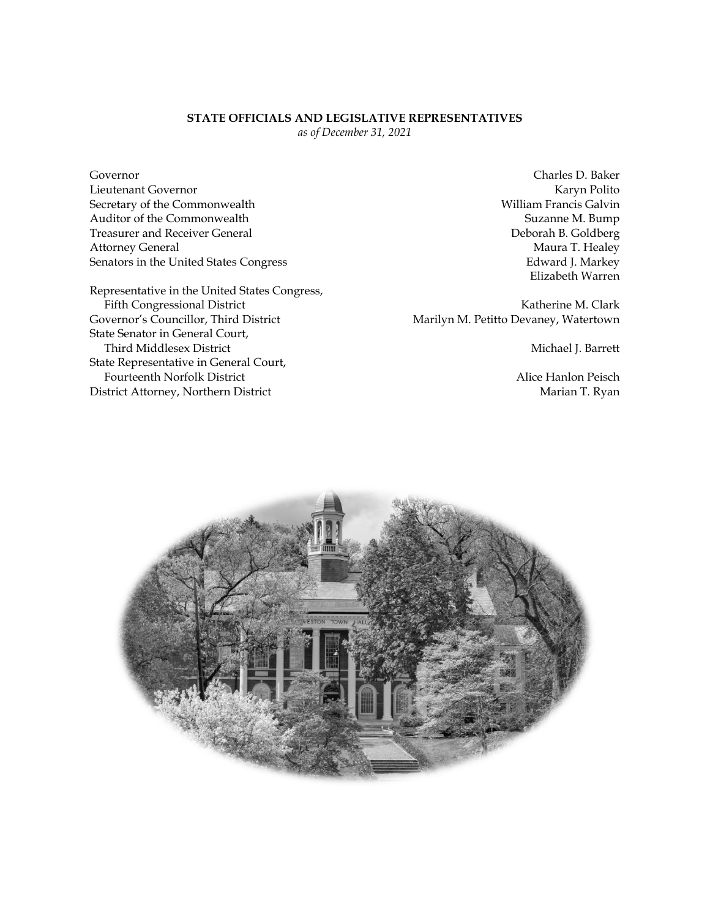**STATE OFFICIALS AND LEGISLATIVE REPRESENTATIVES**

*as of December 31, 2021*

| | |
|---|---|
| Governor | Charles D. Baker |
| Lieutenant Governor | Karyn Polito |
| Secretary of the Commonwealth | William Francis Galvin |
| Auditor of the Commonwealth | Suzanne M. Bump |
| Treasurer and Receiver General | Deborah B. Goldberg |
| Attorney General | Maura T. Healey |
| Senators in the United States Congress | Edward J. Markey<br>Elizabeth Warren |
| Representative in the United States Congress, Fifth Congressional District | Katherine M. Clark |
| Governor's Councillor, Third District | Marilyn M. Petitto Devaney, Watertown |
| State Senator in General Court, Third Middlesex District | Michael J. Barrett |
| State Representative in General Court, Fourteenth Norfolk District | Alice Hanlon Peisch |
| District Attorney, Northern District | Marian T. Ryan |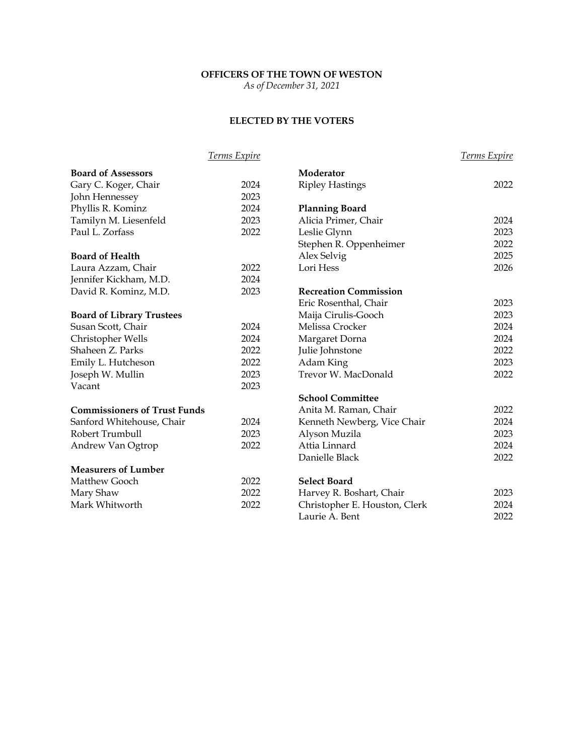# OFFICERS OF THE TOWN OF WESTON

*As of December 31, 2021*

## ELECTED BY THE VOTERS

| | *Terms Expire* |
|---|---|
| **Board of Assessors** | |
| Gary C. Koger, Chair | 2024 |
| John Hennessey | 2023 |
| Phyllis R. Kominz | 2024 |
| Tamilyn M. Liesenfeld | 2023 |
| Paul L. Zorfass | 2022 |
| **Board of Health** | |
| Laura Azzam, Chair | 2022 |
| Jennifer Kickham, M.D. | 2024 |
| David R. Kominz, M.D. | 2023 |
| **Board of Library Trustees** | |
| Susan Scott, Chair | 2024 |
| Christopher Wells | 2024 |
| Shaheen Z. Parks | 2022 |
| Emily L. Hutcheson | 2022 |
| Joseph W. Mullin | 2023 |
| Vacant | 2023 |
| **Commissioners of Trust Funds** | |
| Sanford Whitehouse, Chair | 2024 |
| Robert Trumbull | 2023 |
| Andrew Van Ogtrop | 2022 |
| **Measurers of Lumber** | |
| Matthew Gooch | 2022 |
| Mary Shaw | 2022 |
| Mark Whitworth | 2022 |
| **Moderator** | |
| Ripley Hastings | 2022 |
| **Planning Board** | |
| Alicia Primer, Chair | 2024 |
| Leslie Glynn | 2023 |
| Stephen R. Oppenheimer | 2022 |
| Alex Selvig | 2025 |
| Lori Hess | 2026 |
| **Recreation Commission** | |
| Eric Rosenthal, Chair | 2023 |
| Maija Cirulis-Gooch | 2023 |
| Melissa Crocker | 2024 |
| Margaret Dorna | 2024 |
| Julie Johnstone | 2022 |
| Adam King | 2023 |
| Trevor W. MacDonald | 2022 |
| **School Committee** | |
| Anita M. Raman, Chair | 2022 |
| Kenneth Newberg, Vice Chair | 2024 |
| Alyson Muzila | 2023 |
| Attia Linnard | 2024 |
| Danielle Black | 2022 |
| **Select Board** | |
| Harvey R. Boshart, Chair | 2023 |
| Christopher E. Houston, Clerk | 2024 |
| Laurie A. Bent | 2022 |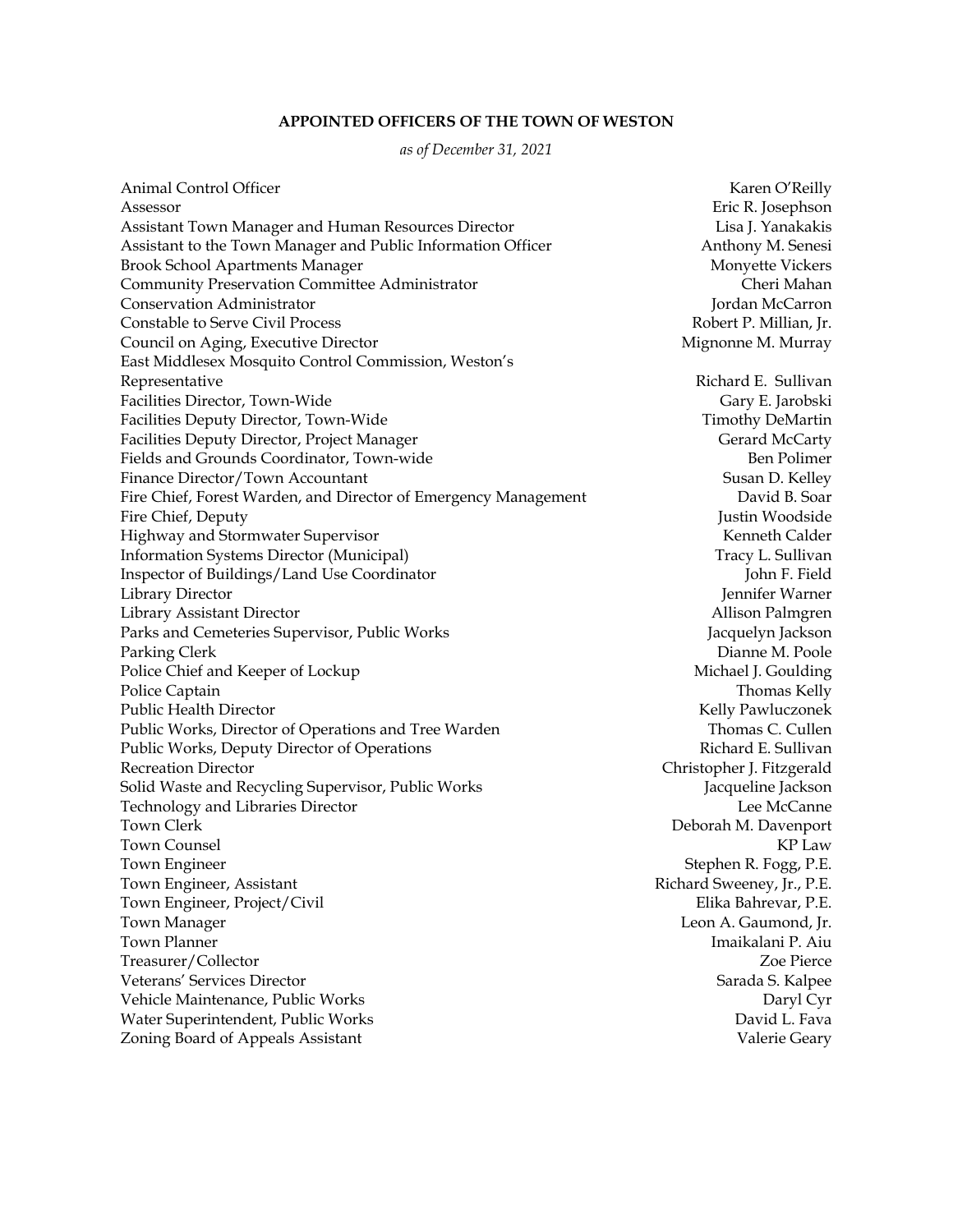**APPOINTED OFFICERS OF THE TOWN OF WESTON**

*as of December 31, 2021*

| | |
|---|---|
| Animal Control Officer | Karen O'Reilly |
| Assessor | Eric R. Josephson |
| Assistant Town Manager and Human Resources Director | Lisa J. Yanakakis |
| Assistant to the Town Manager and Public Information Officer | Anthony M. Senesi |
| Brook School Apartments Manager | Monyette Vickers |
| Community Preservation Committee Administrator | Cheri Mahan |
| Conservation Administrator | Jordan McCarron |
| Constable to Serve Civil Process | Robert P. Millian, Jr. |
| Council on Aging, Executive Director | Mignonne M. Murray |
| East Middlesex Mosquito Control Commission, Weston's Representative | Richard E. Sullivan |
| Facilities Director, Town-Wide | Gary E. Jarobski |
| Facilities Deputy Director, Town-Wide | Timothy DeMartin |
| Facilities Deputy Director, Project Manager | Gerard McCarty |
| Fields and Grounds Coordinator, Town-wide | Ben Polimer |
| Finance Director/Town Accountant | Susan D. Kelley |
| Fire Chief, Forest Warden, and Director of Emergency Management | David B. Soar |
| Fire Chief, Deputy | Justin Woodside |
| Highway and Stormwater Supervisor | Kenneth Calder |
| Information Systems Director (Municipal) | Tracy L. Sullivan |
| Inspector of Buildings/Land Use Coordinator | John F. Field |
| Library Director | Jennifer Warner |
| Library Assistant Director | Allison Palmgren |
| Parks and Cemeteries Supervisor, Public Works | Jacquelyn Jackson |
| Parking Clerk | Dianne M. Poole |
| Police Chief and Keeper of Lockup | Michael J. Goulding |
| Police Captain | Thomas Kelly |
| Public Health Director | Kelly Pawluczonek |
| Public Works, Director of Operations and Tree Warden | Thomas C. Cullen |
| Public Works, Deputy Director of Operations | Richard E. Sullivan |
| Recreation Director | Christopher J. Fitzgerald |
| Solid Waste and Recycling Supervisor, Public Works | Jacqueline Jackson |
| Technology and Libraries Director | Lee McCanne |
| Town Clerk | Deborah M. Davenport |
| Town Counsel | KP Law |
| Town Engineer | Stephen R. Fogg, P.E. |
| Town Engineer, Assistant | Richard Sweeney, Jr., P.E. |
| Town Engineer, Project/Civil | Elika Bahrevar, P.E. |
| Town Manager | Leon A. Gaumond, Jr. |
| Town Planner | Imaikalani P. Aiu |
| Treasurer/Collector | Zoe Pierce |
| Veterans' Services Director | Sarada S. Kalpee |
| Vehicle Maintenance, Public Works | Daryl Cyr |
| Water Superintendent, Public Works | David L. Fava |
| Zoning Board of Appeals Assistant | Valerie Geary |